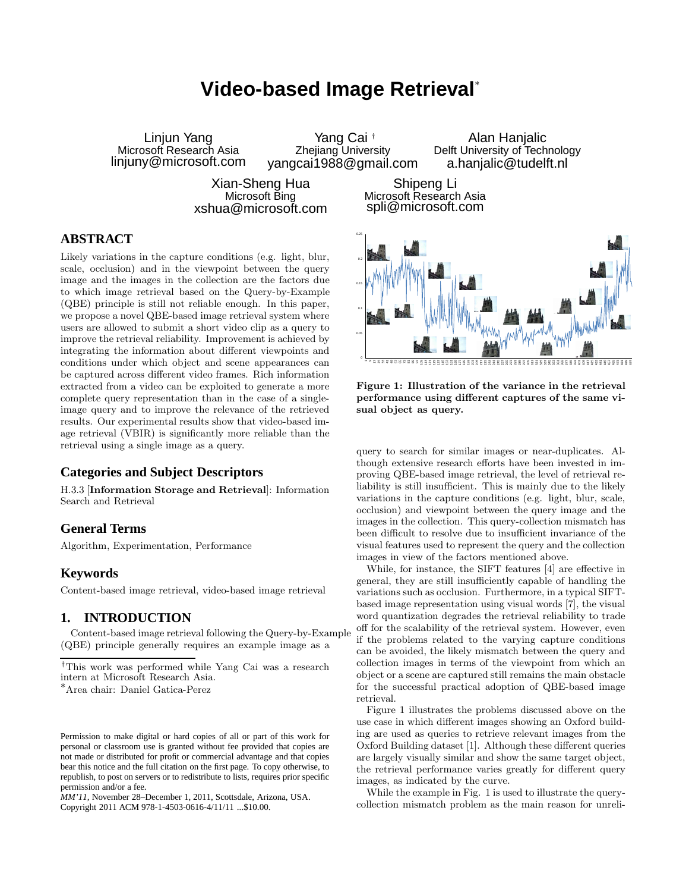# Video-based Image Retrieval[*]

Linjun Yang
Microsoft Research Asia
linjuny@microsoft.com

Yang Cai [†]
Zhejiang University
yangcai1988@gmail.com

Alan Hanjalic
Delft University of Technology
a.hanjalic@tudelft.nl

Xian-Sheng Hua
Microsoft Bing
xshua@microsoft.com

Shipeng Li
Microsoft Research Asia
spli@microsoft.com

## ABSTRACT

Likely variations in the capture conditions (e.g. light, blur, scale, occlusion) and in the viewpoint between the query image and the images in the collection are the factors due to which image retrieval based on the Query-by-Example (QBE) principle is still not reliable enough. In this paper, we propose a novel QBE-based image retrieval system where users are allowed to submit a short video clip as a query to improve the retrieval reliability. Improvement is achieved by integrating the information about different viewpoints and conditions under which object and scene appearances can be captured across different video frames. Rich information extracted from a video can be exploited to generate a more complete query representation than in the case of a single-image query and to improve the relevance of the retrieved results. Our experimental results show that video-based image retrieval (VBIR) is significantly more reliable than the retrieval using a single image as a query.

## Categories and Subject Descriptors

H.3.3 [**Information Storage and Retrieval**]: Information Search and Retrieval

## General Terms

Algorithm, Experimentation, Performance

## Keywords

Content-based image retrieval, video-based image retrieval

## 1. INTRODUCTION

Content-based image retrieval following the Query-by-Example (QBE) principle generally requires an example image as a query to search for similar images or near-duplicates. Although extensive research efforts have been invested in improving QBE-based image retrieval, the level of retrieval reliability is still insufficient. This is mainly due to the likely variations in the capture conditions (e.g. light, blur, scale, occlusion) and viewpoint between the query image and the images in the collection. This query-collection mismatch has been difficult to resolve due to insufficient invariance of the visual features used to represent the query and the collection images in view of the factors mentioned above.

While, for instance, the SIFT features [4] are effective in general, they are still insufficiently capable of handling the variations such as occlusion. Furthermore, in a typical SIFT-based image representation using visual words [7], the visual word quantization degrades the retrieval reliability to trade off for the scalability of the retrieval system. However, even if the problems related to the varying capture conditions can be avoided, the likely mismatch between the query and collection images in terms of the viewpoint from which an object or a scene are captured still remains the main obstacle for the successful practical adoption of QBE-based image retrieval.

Figure 1 illustrates the problems discussed above on the use case in which different images showing an Oxford building are used as queries to retrieve relevant images from the Oxford Building dataset [1]. Although these different queries are largely visually similar and show the same target object, the retrieval performance varies greatly for different query images, as indicated by the curve.

While the example in Fig. 1 is used to illustrate the query-collection mismatch problem as the main reason for unreli-

**Figure 1: Illustration of the variance in the retrieval performance using different captures of the same visual object as query.**

[†]This work was performed while Yang Cai was a research intern at Microsoft Research Asia.
[*]Area chair: Daniel Gatica-Perez

Permission to make digital or hard copies of all or part of this work for personal or classroom use is granted without fee provided that copies are not made or distributed for profit or commercial advantage and that copies bear this notice and the full citation on the first page. To copy otherwise, to republish, to post on servers or to redistribute to lists, requires prior specific permission and/or a fee.
*MM'11*, November 28–December 1, 2011, Scottsdale, Arizona, USA.
Copyright 2011 ACM 978-1-4503-0616-4/11/11 ...$10.00.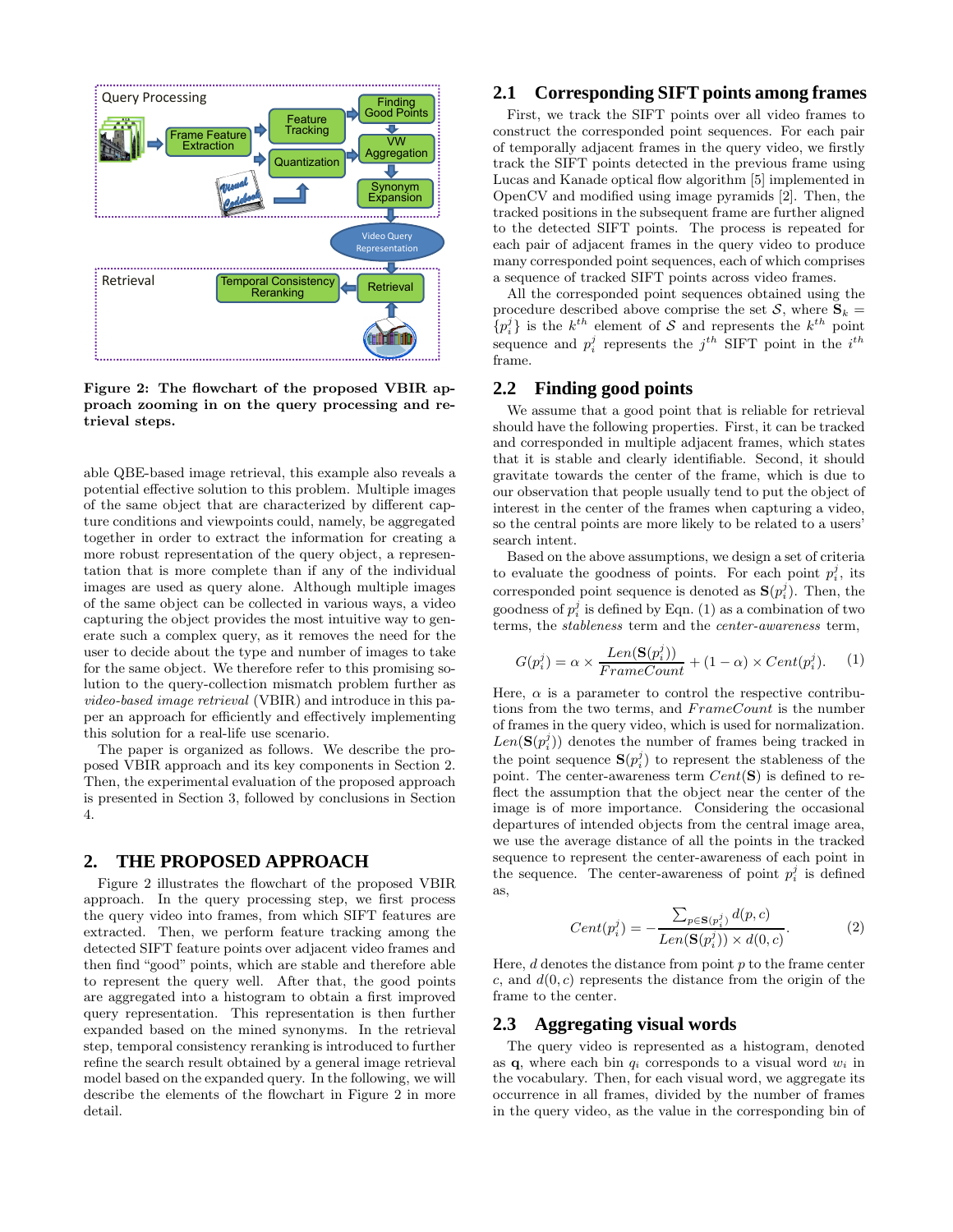Figure 2: The flowchart of the proposed VBIR approach zooming in on the query processing and retrieval steps.

able QBE-based image retrieval, this example also reveals a potential effective solution to this problem. Multiple images of the same object that are characterized by different capture conditions and viewpoints could, namely, be aggregated together in order to extract the information for creating a more robust representation of the query object, a representation that is more complete than if any of the individual images are used as query alone. Although multiple images of the same object can be collected in various ways, a video capturing the object provides the most intuitive way to generate such a complex query, as it removes the need for the user to decide about the type and number of images to take for the same object. We therefore refer to this promising solution to the query-collection mismatch problem further as *video-based image retrieval* (VBIR) and introduce in this paper an approach for efficiently and effectively implementing this solution for a real-life use scenario.

The paper is organized as follows. We describe the proposed VBIR approach and its key components in Section 2. Then, the experimental evaluation of the proposed approach is presented in Section 3, followed by conclusions in Section 4.

## 2. THE PROPOSED APPROACH

Figure 2 illustrates the flowchart of the proposed VBIR approach. In the query processing step, we first process the query video into frames, from which SIFT features are extracted. Then, we perform feature tracking among the detected SIFT feature points over adjacent video frames and then find "good" points, which are stable and therefore able to represent the query well. After that, the good points are aggregated into a histogram to obtain a first improved query representation. This representation is then further expanded based on the mined synonyms. In the retrieval step, temporal consistency reranking is introduced to further refine the search result obtained by a general image retrieval model based on the expanded query. In the following, we will describe the elements of the flowchart in Figure 2 in more detail.

### 2.1 Corresponding SIFT points among frames

First, we track the SIFT points over all video frames to construct the corresponded point sequences. For each pair of temporally adjacent frames in the query video, we firstly track the SIFT points detected in the previous frame using Lucas and Kanade optical flow algorithm [5] implemented in OpenCV and modified using image pyramids [2]. Then, the tracked positions in the subsequent frame are further aligned to the detected SIFT points. The process is repeated for each pair of adjacent frames in the query video to produce many corresponded point sequences, each of which comprises a sequence of tracked SIFT points across video frames.

All the corresponded point sequences obtained using the procedure described above comprise the set $\mathcal{S}$, where $\mathbf{S}_k = \{p_i^j\}$ is the $k^{th}$ element of $\mathcal{S}$ and represents the $k^{th}$ point sequence and $p_i^j$ represents the $j^{th}$ SIFT point in the $i^{th}$ frame.

### 2.2 Finding good points

We assume that a good point that is reliable for retrieval should have the following properties. First, it can be tracked and corresponded in multiple adjacent frames, which states that it is stable and clearly identifiable. Second, it should gravitate towards the center of the frame, which is due to our observation that people usually tend to put the object of interest in the center of the frames when capturing a video, so the central points are more likely to be related to a users' search intent.

Based on the above assumptions, we design a set of criteria to evaluate the goodness of points. For each point $p_i^j$, its corresponded point sequence is denoted as $\mathbf{S}(p_i^j)$. Then, the goodness of $p_i^j$ is defined by Eqn. (1) as a combination of two terms, the *stableness* term and the *center-awareness* term,

$$G(p_i^j) = \alpha \times \frac{Len(\mathbf{S}(p_i^j))}{FrameCount} + (1-\alpha) \times Cent(p_i^j). \quad (1)$$

Here, $\alpha$ is a parameter to control the respective contributions from the two terms, and $FrameCount$ is the number of frames in the query video, which is used for normalization. $Len(\mathbf{S}(p_i^j))$ denotes the number of frames being tracked in the point sequence $\mathbf{S}(p_i^j)$ to represent the stableness of the point. The center-awareness term $Cent(\mathbf{S})$ is defined to reflect the assumption that the object near the center of the image is of more importance. Considering the occasional departures of intended objects from the central image area, we use the average distance of all the points in the tracked sequence to represent the center-awareness of each point in the sequence. The center-awareness of point $p_i^j$ is defined as,

$$Cent(p_i^j) = -\frac{\sum_{p \in \mathbf{S}(p_i^j)} d(p,c)}{Len(\mathbf{S}(p_i^j)) \times d(0,c)}. \quad (2)$$

Here, $d$ denotes the distance from point $p$ to the frame center $c$, and $d(0,c)$ represents the distance from the origin of the frame to the center.

### 2.3 Aggregating visual words

The query video is represented as a histogram, denoted as $\mathbf{q}$, where each bin $q_i$ corresponds to a visual word $w_i$ in the vocabulary. Then, for each visual word, we aggregate its occurrence in all frames, divided by the number of frames in the query video, as the value in the corresponding bin of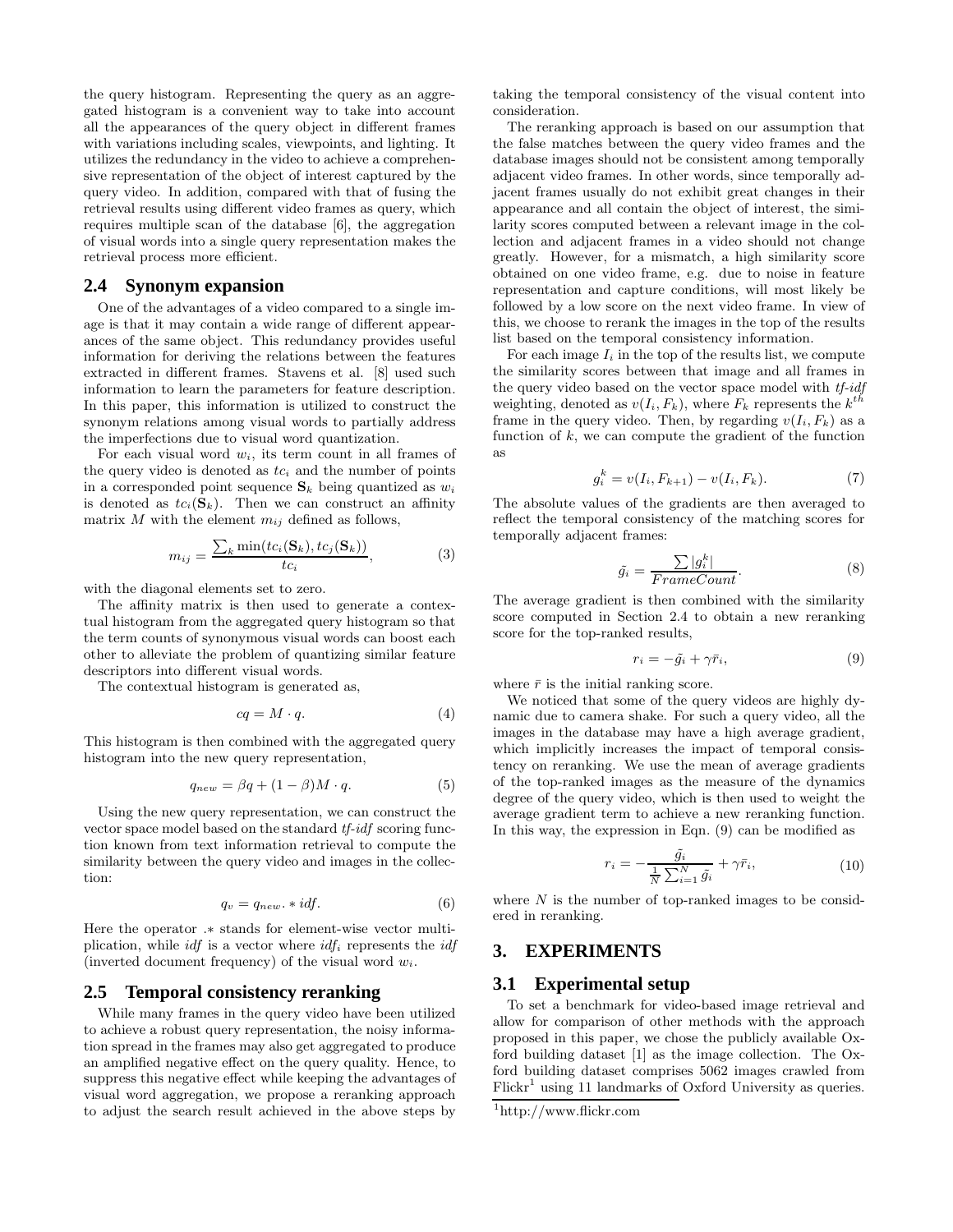the query histogram. Representing the query as an aggregated histogram is a convenient way to take into account all the appearances of the query object in different frames with variations including scales, viewpoints, and lighting. It utilizes the redundancy in the video to achieve a comprehensive representation of the object of interest captured by the query video. In addition, compared with that of fusing the retrieval results using different video frames as query, which requires multiple scan of the database [6], the aggregation of visual words into a single query representation makes the retrieval process more efficient.

## 2.4 Synonym expansion

One of the advantages of a video compared to a single image is that it may contain a wide range of different appearances of the same object. This redundancy provides useful information for deriving the relations between the features extracted in different frames. Stavens et al. [8] used such information to learn the parameters for feature description. In this paper, this information is utilized to construct the synonym relations among visual words to partially address the imperfections due to visual word quantization.

For each visual word $w_i$, its term count in all frames of the query video is denoted as $tc_i$ and the number of points in a corresponded point sequence $\mathbf{S}_k$ being quantized as $w_i$ is denoted as $tc_i(\mathbf{S}_k)$. Then we can construct an affinity matrix $M$ with the element $m_{ij}$ defined as follows,

$$m_{ij} = \frac{\sum_k \min(tc_i(\mathbf{S}_k), tc_j(\mathbf{S}_k))}{tc_i}, \tag{3}$$

with the diagonal elements set to zero.

The affinity matrix is then used to generate a contextual histogram from the aggregated query histogram so that the term counts of synonymous visual words can boost each other to alleviate the problem of quantizing similar feature descriptors into different visual words.

The contextual histogram is generated as,

$$cq = M \cdot q. \tag{4}$$

This histogram is then combined with the aggregated query histogram into the new query representation,

$$q_{new} = \beta q + (1 - \beta) M \cdot q. \tag{5}$$

Using the new query representation, we can construct the vector space model based on the standard *tf-idf* scoring function known from text information retrieval to compute the similarity between the query video and images in the collection:

$$q_v = q_{new} .* idf. \tag{6}$$

Here the operator $.*$ stands for element-wise vector multiplication, while $idf$ is a vector where $idf_i$ represents the $idf$ (inverted document frequency) of the visual word $w_i$.

## 2.5 Temporal consistency reranking

While many frames in the query video have been utilized to achieve a robust query representation, the noisy information spread in the frames may also get aggregated to produce an amplified negative effect on the query quality. Hence, to suppress this negative effect while keeping the advantages of visual word aggregation, we propose a reranking approach to adjust the search result achieved in the above steps by taking the temporal consistency of the visual content into consideration.

The reranking approach is based on our assumption that the false matches between the query video frames and the database images should not be consistent among temporally adjacent video frames. In other words, since temporally adjacent frames usually do not exhibit great changes in their appearance and all contain the object of interest, the similarity scores computed between a relevant image in the collection and adjacent frames in a video should not change greatly. However, for a mismatch, a high similarity score obtained on one video frame, e.g. due to noise in feature representation and capture conditions, will most likely be followed by a low score on the next video frame. In view of this, we choose to rerank the images in the top of the results list based on the temporal consistency information.

For each image $I_i$ in the top of the results list, we compute the similarity scores between that image and all frames in the query video based on the vector space model with *tf-idf* weighting, denoted as $v(I_i, F_k)$, where $F_k$ represents the $k^{th}$ frame in the query video. Then, by regarding $v(I_i, F_k)$ as a function of $k$, we can compute the gradient of the function as

$$g_i^k = v(I_i, F_{k+1}) - v(I_i, F_k). \tag{7}$$

The absolute values of the gradients are then averaged to reflect the temporal consistency of the matching scores for temporally adjacent frames:

$$\tilde{g_i} = \frac{\sum |g_i^k|}{FrameCount}. \tag{8}$$

The average gradient is then combined with the similarity score computed in Section 2.4 to obtain a new reranking score for the top-ranked results,

$$r_i = -\tilde{g_i} + \gamma \bar{r_i}, \tag{9}$$

where $\bar{r}$ is the initial ranking score.

We noticed that some of the query videos are highly dynamic due to camera shake. For such a query video, all the images in the database may have a high average gradient, which implicitly increases the impact of temporal consistency on reranking. We use the mean of average gradients of the top-ranked images as the measure of the dynamics degree of the query video, which is then used to weight the average gradient term to achieve a new reranking function. In this way, the expression in Eqn. (9) can be modified as

$$r_i = -\frac{\tilde{g_i}}{\frac{1}{N}\sum_{i=1}^{N} \tilde{g_i}} + \gamma \bar{r_i}, \tag{10}$$

where $N$ is the number of top-ranked images to be considered in reranking.

# 3. EXPERIMENTS

## 3.1 Experimental setup

To set a benchmark for video-based image retrieval and allow for comparison of other methods with the approach proposed in this paper, we chose the publicly available Oxford building dataset [1] as the image collection. The Oxford building dataset comprises 5062 images crawled from Flickr[1] using 11 landmarks of Oxford University as queries.

[1] http://www.flickr.com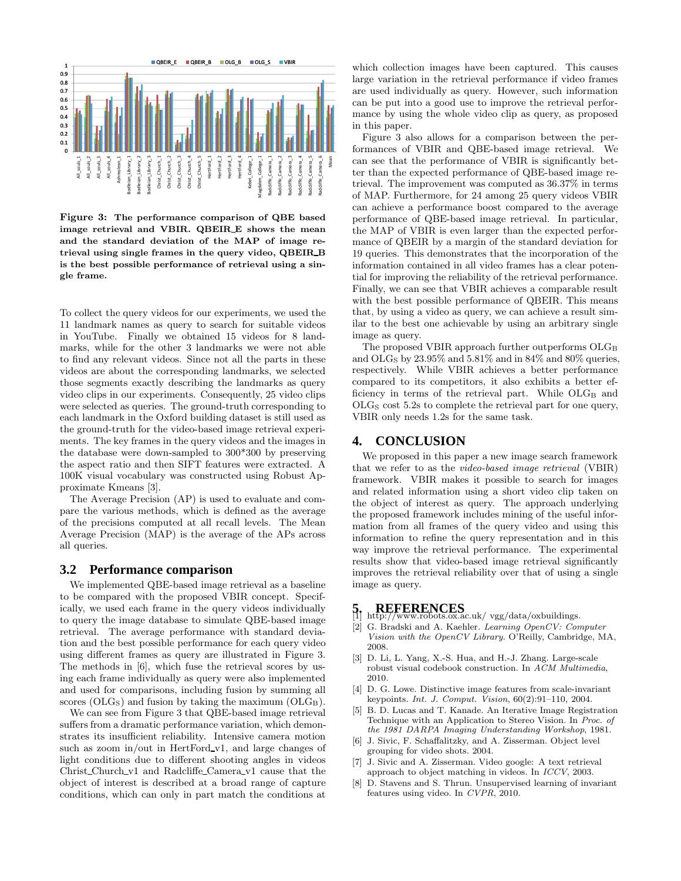QBEIR_E QBEIR_B OLG_B OLG_S VBIR

1
0.9
0.8
0.7
0.6
0.5
0.4
0.3
0.2
0.1
0

All_souls_1
All_souls_2
All_souls_3
All_souls_4
All_souls_5
Ashmolean_1
Bodleian_Library_1
Bodleian_Library_2
Bodleian_Library_3
Christ_Church_1
Christ_Church_2
Christ_Church_3
Christ_Church_4
Christ_Church_5
HertFord_1
HertFord_2
HertFord_3
HertFord_4
Kebel_College_1
Magdalen_College_1
Radcliffe_Camera_1
Radcliffe_Camera_2
Radcliffe_Camera_3
Radcliffe_Camera_4
Radcliffe_Camera_5
Radcliffe_Camera_6
Mean

**Figure 3: The performance comparison of QBE based image retrieval and VBIR. QBEIR_E shows the mean and the standard deviation of the MAP of image retrieval using single frames in the query video, QBEIR_B is the best possible performance of retrieval using a single frame.**

To collect the query videos for our experiments, we used the 11 landmark names as query to search for suitable videos in YouTube. Finally we obtained 15 videos for 8 landmarks, while for the other 3 landmarks we were not able to find any relevant videos. Since not all the parts in these videos are about the corresponding landmarks, we selected those segments exactly describing the landmarks as query video clips in our experiments. Consequently, 25 video clips were selected as queries. The ground-truth corresponding to each landmark in the Oxford building dataset is still used as the ground-truth for the video-based image retrieval experiments. The key frames in the query videos and the images in the database were down-sampled to 300*300 by preserving the aspect ratio and then SIFT features were extracted. A 100K visual vocabulary was constructed using Robust Approximate Kmeans [3].

The Average Precision (AP) is used to evaluate and compare the various methods, which is defined as the average of the precisions computed at all recall levels. The Mean Average Precision (MAP) is the average of the APs across all queries.

## 3.2 Performance comparison

We implemented QBE-based image retrieval as a baseline to be compared with the proposed VBIR concept. Specifically, we used each frame in the query videos individually to query the image database to simulate QBE-based image retrieval. The average performance with standard deviation and the best possible performance for each query video using different frames as query are illustrated in Figure 3. The methods in [6], which fuse the retrieval scores by using each frame individually as query were also implemented and used for comparisons, including fusion by summing all scores ($OLG_S$) and fusion by taking the maximum ($OLG_B$).

We can see from Figure 3 that QBE-based image retrieval suffers from a dramatic performance variation, which demonstrates its insufficient reliability. Intensive camera motion such as zoom in/out in HertFord_v1, and large changes of light conditions due to different shooting angles in videos Christ_Church_v1 and Radcliffe_Camera_v1 cause that the object of interest is described at a broad range of capture conditions, which can only in part match the conditions at which collection images have been captured. This causes large variation in the retrieval performance if video frames are used individually as query. However, such information can be put into a good use to improve the retrieval performance by using the whole video clip as query, as proposed in this paper.

Figure 3 also allows for a comparison between the performances of VBIR and QBE-based image retrieval. We can see that the performance of VBIR is significantly better than the expected performance of QBE-based image retrieval. The improvement was computed as 36.37% in terms of MAP. Furthermore, for 24 among 25 query videos VBIR can achieve a performance boost compared to the average performance of QBE-based image retrieval. In particular, the MAP of VBIR is even larger than the expected performance of QBEIR by a margin of the standard deviation for 19 queries. This demonstrates that the incorporation of the information contained in all video frames has a clear potential for improving the reliability of the retrieval performance. Finally, we can see that VBIR achieves a comparable result with the best possible performance of QBEIR. This means that, by using a video as query, we can achieve a result similar to the best one achievable by using an arbitrary single image as query.

The proposed VBIR approach further outperforms $OLG_B$ and $OLG_S$ by 23.95% and 5.81% and in 84% and 80% queries, respectively. While VBIR achieves a better performance compared to its competitors, it also exhibits a better efficiency in terms of the retrieval part. While $OLG_B$ and $OLG_S$ cost 5.2s to complete the retrieval part for one query, VBIR only needs 1.2s for the same task.

# 4. CONCLUSION

We proposed in this paper a new image search framework that we refer to as the *video-based image retrieval* (VBIR) framework. VBIR makes it possible to search for images and related information using a short video clip taken on the object of interest as query. The approach underlying the proposed framework includes mining of the useful information from all frames of the query video and using this information to refine the query representation and in this way improve the retrieval performance. The experimental results show that video-based image retrieval significantly improves the retrieval reliability over that of using a single image as query.

# 5. REFERENCES

[1] http://www.robots.ox.ac.uk/ vgg/data/oxbuildings.

[2] G. Bradski and A. Kaehler. *Learning OpenCV: Computer Vision with the OpenCV Library*. O'Reilly, Cambridge, MA, 2008.

[3] D. Li, L. Yang, X.-S. Hua, and H.-J. Zhang. Large-scale robust visual codebook construction. In *ACM Multimedia*, 2010.

[4] D. G. Lowe. Distinctive image features from scale-invariant keypoints. *Int. J. Comput. Vision*, 60(2):91–110, 2004.

[5] B. D. Lucas and T. Kanade. An Iterative Image Registration Technique with an Application to Stereo Vision. In *Proc. of the 1981 DARPA Imaging Understanding Workshop*, 1981.

[6] J. Sivic, F. Schaffalitzky, and A. Zisserman. Object level grouping for video shots. 2004.

[7] J. Sivic and A. Zisserman. Video google: A text retrieval approach to object matching in videos. In *ICCV*, 2003.

[8] D. Stavens and S. Thrun. Unsupervised learning of invariant features using video. In *CVPR*, 2010.